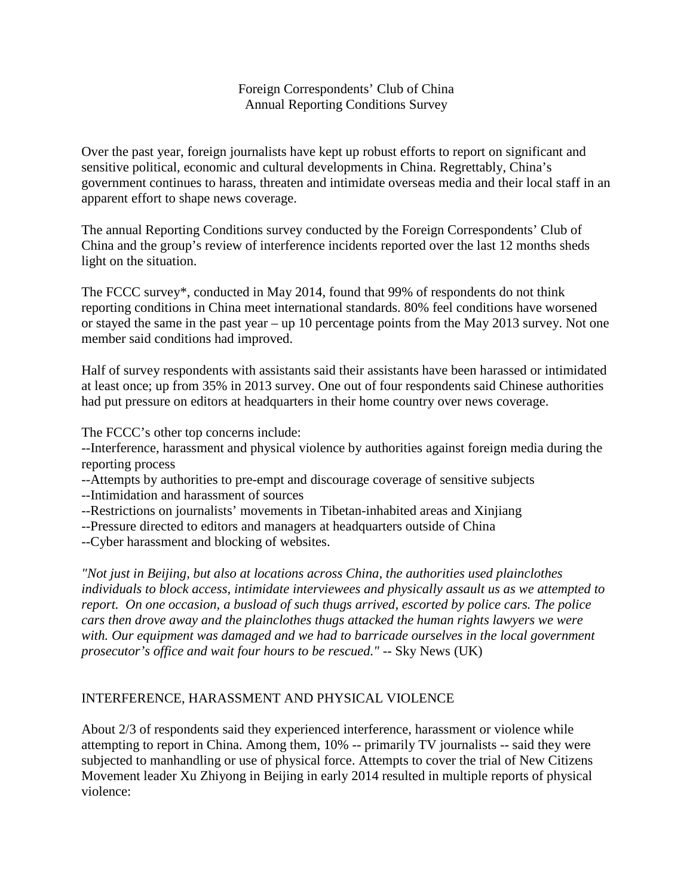Foreign Correspondents' Club of China
Annual Reporting Conditions Survey

Over the past year, foreign journalists have kept up robust efforts to report on significant and sensitive political, economic and cultural developments in China. Regrettably, China's government continues to harass, threaten and intimidate overseas media and their local staff in an apparent effort to shape news coverage.

The annual Reporting Conditions survey conducted by the Foreign Correspondents' Club of China and the group's review of interference incidents reported over the last 12 months sheds light on the situation.

The FCCC survey*, conducted in May 2014, found that 99% of respondents do not think reporting conditions in China meet international standards. 80% feel conditions have worsened or stayed the same in the past year – up 10 percentage points from the May 2013 survey. Not one member said conditions had improved.

Half of survey respondents with assistants said their assistants have been harassed or intimidated at least once; up from 35% in 2013 survey. One out of four respondents said Chinese authorities had put pressure on editors at headquarters in their home country over news coverage.

The FCCC's other top concerns include:
--Interference, harassment and physical violence by authorities against foreign media during the reporting process
--Attempts by authorities to pre-empt and discourage coverage of sensitive subjects
--Intimidation and harassment of sources
--Restrictions on journalists' movements in Tibetan-inhabited areas and Xinjiang
--Pressure directed to editors and managers at headquarters outside of China
--Cyber harassment and blocking of websites.

*"Not just in Beijing, but also at locations across China, the authorities used plainclothes individuals to block access, intimidate interviewees and physically assault us as we attempted to report. On one occasion, a busload of such thugs arrived, escorted by police cars. The police cars then drove away and the plainclothes thugs attacked the human rights lawyers we were with. Our equipment was damaged and we had to barricade ourselves in the local government prosecutor's office and wait four hours to be rescued."* -- Sky News (UK)

## INTERFERENCE, HARASSMENT AND PHYSICAL VIOLENCE

About 2/3 of respondents said they experienced interference, harassment or violence while attempting to report in China. Among them, 10% -- primarily TV journalists -- said they were subjected to manhandling or use of physical force. Attempts to cover the trial of New Citizens Movement leader Xu Zhiyong in Beijing in early 2014 resulted in multiple reports of physical violence: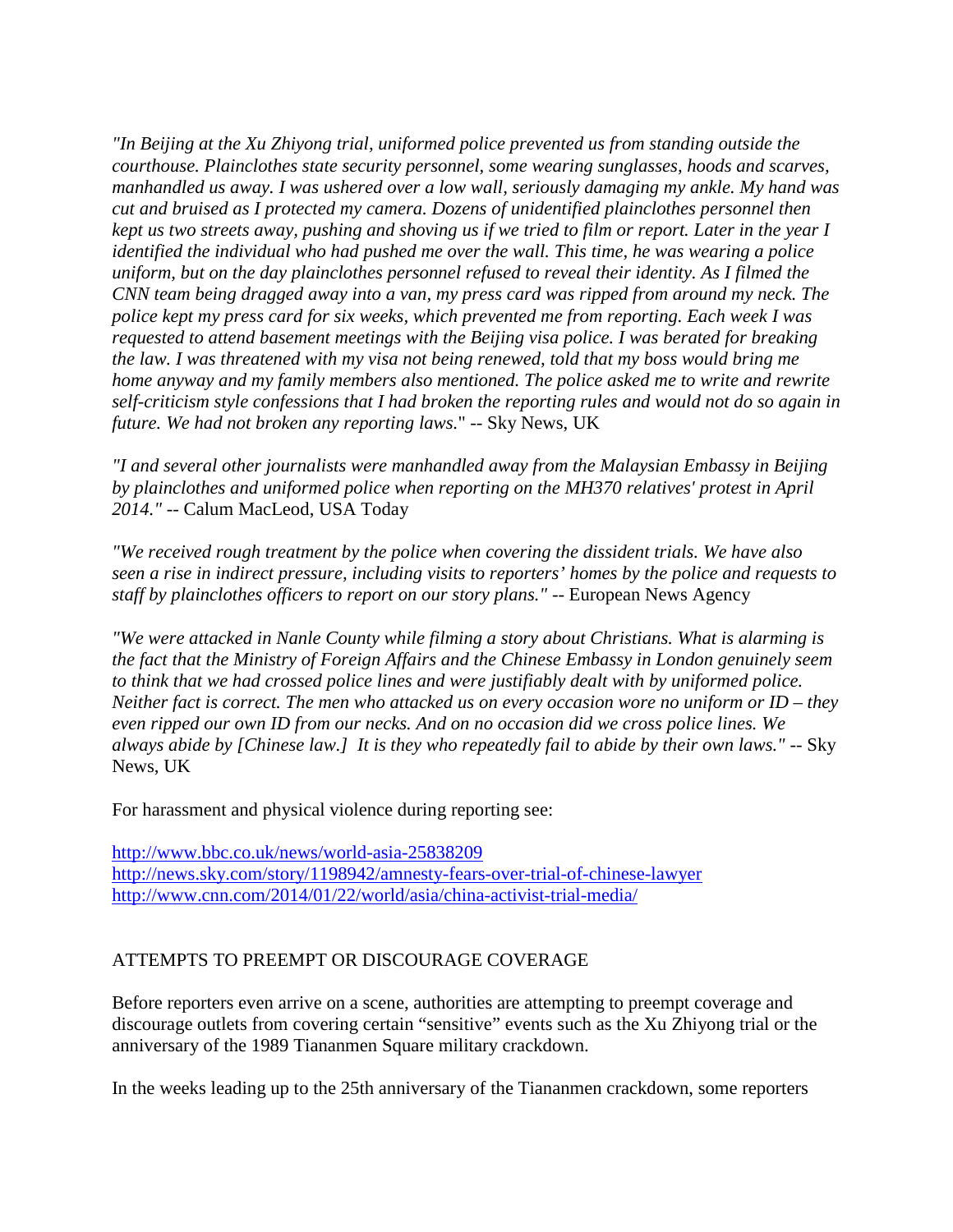*"In Beijing at the Xu Zhiyong trial, uniformed police prevented us from standing outside the courthouse. Plainclothes state security personnel, some wearing sunglasses, hoods and scarves, manhandled us away. I was ushered over a low wall, seriously damaging my ankle. My hand was cut and bruised as I protected my camera. Dozens of unidentified plainclothes personnel then kept us two streets away, pushing and shoving us if we tried to film or report. Later in the year I identified the individual who had pushed me over the wall. This time, he was wearing a police uniform, but on the day plainclothes personnel refused to reveal their identity. As I filmed the CNN team being dragged away into a van, my press card was ripped from around my neck. The police kept my press card for six weeks, which prevented me from reporting. Each week I was requested to attend basement meetings with the Beijing visa police. I was berated for breaking the law. I was threatened with my visa not being renewed, told that my boss would bring me home anyway and my family members also mentioned. The police asked me to write and rewrite self-criticism style confessions that I had broken the reporting rules and would not do so again in future. We had not broken any reporting laws.*" -- Sky News, UK

*"I and several other journalists were manhandled away from the Malaysian Embassy in Beijing by plainclothes and uniformed police when reporting on the MH370 relatives' protest in April 2014."* -- Calum MacLeod, USA Today

*"We received rough treatment by the police when covering the dissident trials. We have also seen a rise in indirect pressure, including visits to reporters' homes by the police and requests to staff by plainclothes officers to report on our story plans."* -- European News Agency

*"We were attacked in Nanle County while filming a story about Christians. What is alarming is the fact that the Ministry of Foreign Affairs and the Chinese Embassy in London genuinely seem to think that we had crossed police lines and were justifiably dealt with by uniformed police. Neither fact is correct. The men who attacked us on every occasion wore no uniform or ID – they even ripped our own ID from our necks. And on no occasion did we cross police lines. We always abide by [Chinese law.] It is they who repeatedly fail to abide by their own laws."* -- Sky News, UK

For harassment and physical violence during reporting see:

http://www.bbc.co.uk/news/world-asia-25838209
http://news.sky.com/story/1198942/amnesty-fears-over-trial-of-chinese-lawyer
http://www.cnn.com/2014/01/22/world/asia/china-activist-trial-media/

## ATTEMPTS TO PREEMPT OR DISCOURAGE COVERAGE

Before reporters even arrive on a scene, authorities are attempting to preempt coverage and discourage outlets from covering certain "sensitive" events such as the Xu Zhiyong trial or the anniversary of the 1989 Tiananmen Square military crackdown.

In the weeks leading up to the 25th anniversary of the Tiananmen crackdown, some reporters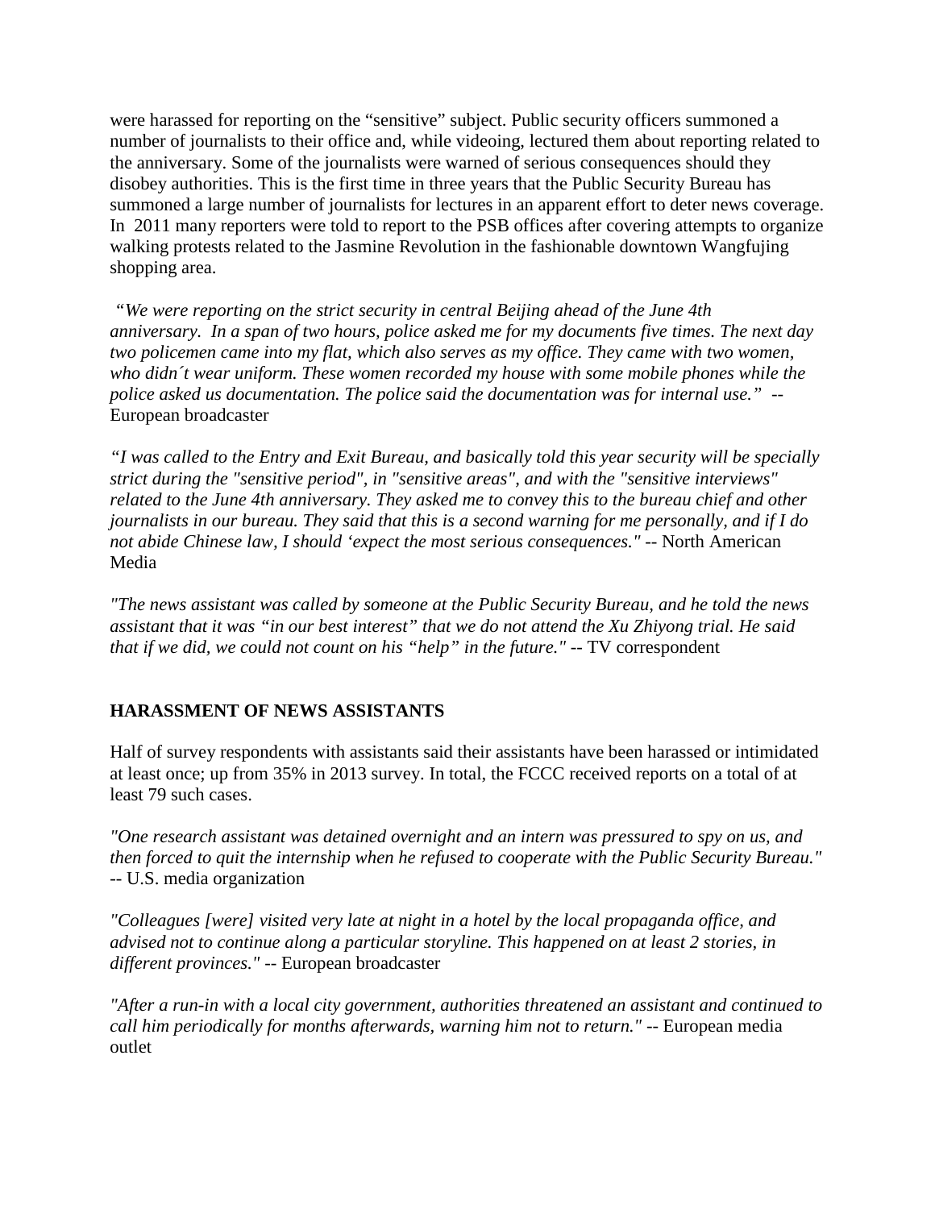were harassed for reporting on the "sensitive" subject. Public security officers summoned a number of journalists to their office and, while videoing, lectured them about reporting related to the anniversary. Some of the journalists were warned of serious consequences should they disobey authorities. This is the first time in three years that the Public Security Bureau has summoned a large number of journalists for lectures in an apparent effort to deter news coverage. In 2011 many reporters were told to report to the PSB offices after covering attempts to organize walking protests related to the Jasmine Revolution in the fashionable downtown Wangfujing shopping area.

*"We were reporting on the strict security in central Beijing ahead of the June 4th anniversary. In a span of two hours, police asked me for my documents five times. The next day two policemen came into my flat, which also serves as my office. They came with two women, who didn´t wear uniform. These women recorded my house with some mobile phones while the police asked us documentation. The police said the documentation was for internal use."* -- European broadcaster

*"I was called to the Entry and Exit Bureau, and basically told this year security will be specially strict during the "sensitive period", in "sensitive areas", and with the "sensitive interviews" related to the June 4th anniversary. They asked me to convey this to the bureau chief and other journalists in our bureau. They said that this is a second warning for me personally, and if I do not abide Chinese law, I should 'expect the most serious consequences."* -- North American Media

*"The news assistant was called by someone at the Public Security Bureau, and he told the news assistant that it was "in our best interest" that we do not attend the Xu Zhiyong trial. He said that if we did, we could not count on his "help" in the future."* -- TV correspondent

## HARASSMENT OF NEWS ASSISTANTS

Half of survey respondents with assistants said their assistants have been harassed or intimidated at least once; up from 35% in 2013 survey. In total, the FCCC received reports on a total of at least 79 such cases.

*"One research assistant was detained overnight and an intern was pressured to spy on us, and then forced to quit the internship when he refused to cooperate with the Public Security Bureau."* -- U.S. media organization

*"Colleagues [were] visited very late at night in a hotel by the local propaganda office, and advised not to continue along a particular storyline. This happened on at least 2 stories, in different provinces."* -- European broadcaster

*"After a run-in with a local city government, authorities threatened an assistant and continued to call him periodically for months afterwards, warning him not to return."* -- European media outlet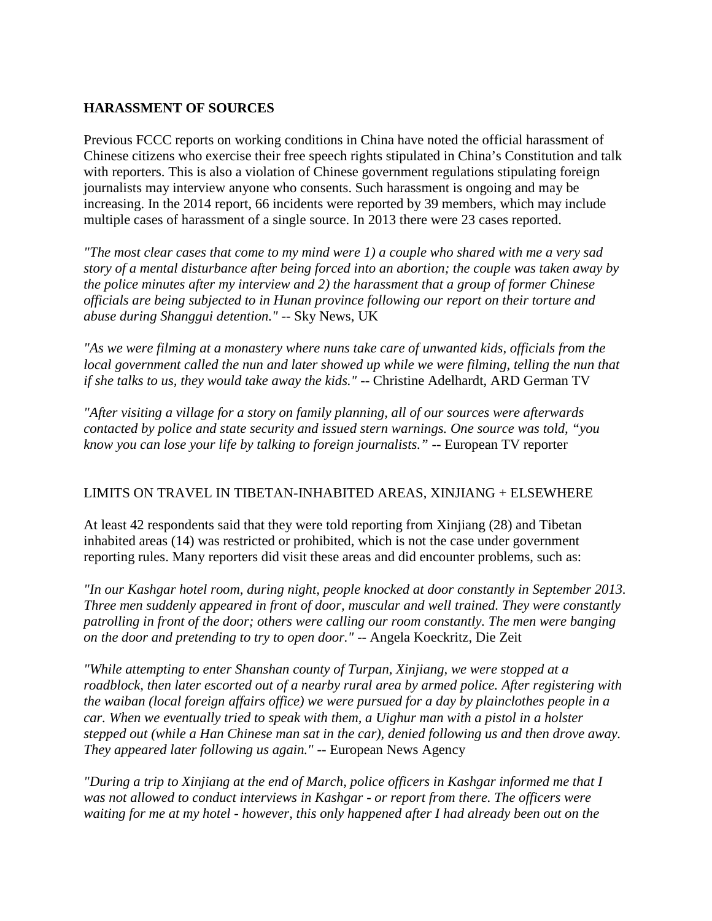**HARASSMENT OF SOURCES**

Previous FCCC reports on working conditions in China have noted the official harassment of Chinese citizens who exercise their free speech rights stipulated in China's Constitution and talk with reporters. This is also a violation of Chinese government regulations stipulating foreign journalists may interview anyone who consents. Such harassment is ongoing and may be increasing. In the 2014 report, 66 incidents were reported by 39 members, which may include multiple cases of harassment of a single source. In 2013 there were 23 cases reported.

*"The most clear cases that come to my mind were 1) a couple who shared with me a very sad story of a mental disturbance after being forced into an abortion; the couple was taken away by the police minutes after my interview and 2) the harassment that a group of former Chinese officials are being subjected to in Hunan province following our report on their torture and abuse during Shanggui detention."* -- Sky News, UK

*"As we were filming at a monastery where nuns take care of unwanted kids, officials from the local government called the nun and later showed up while we were filming, telling the nun that if she talks to us, they would take away the kids."* -- Christine Adelhardt, ARD German TV

*"After visiting a village for a story on family planning, all of our sources were afterwards contacted by police and state security and issued stern warnings. One source was told, "you know you can lose your life by talking to foreign journalists.""* -- European TV reporter

LIMITS ON TRAVEL IN TIBETAN-INHABITED AREAS, XINJIANG + ELSEWHERE

At least 42 respondents said that they were told reporting from Xinjiang (28) and Tibetan inhabited areas (14) was restricted or prohibited, which is not the case under government reporting rules. Many reporters did visit these areas and did encounter problems, such as:

*"In our Kashgar hotel room, during night, people knocked at door constantly in September 2013. Three men suddenly appeared in front of door, muscular and well trained. They were constantly patrolling in front of the door; others were calling our room constantly. The men were banging on the door and pretending to try to open door."* -- Angela Koeckritz, Die Zeit

*"While attempting to enter Shanshan county of Turpan, Xinjiang, we were stopped at a roadblock, then later escorted out of a nearby rural area by armed police. After registering with the waiban (local foreign affairs office) we were pursued for a day by plainclothes people in a car. When we eventually tried to speak with them, a Uighur man with a pistol in a holster stepped out (while a Han Chinese man sat in the car), denied following us and then drove away. They appeared later following us again."* -- European News Agency

*"During a trip to Xinjiang at the end of March, police officers in Kashgar informed me that I was not allowed to conduct interviews in Kashgar - or report from there. The officers were waiting for me at my hotel - however, this only happened after I had already been out on the*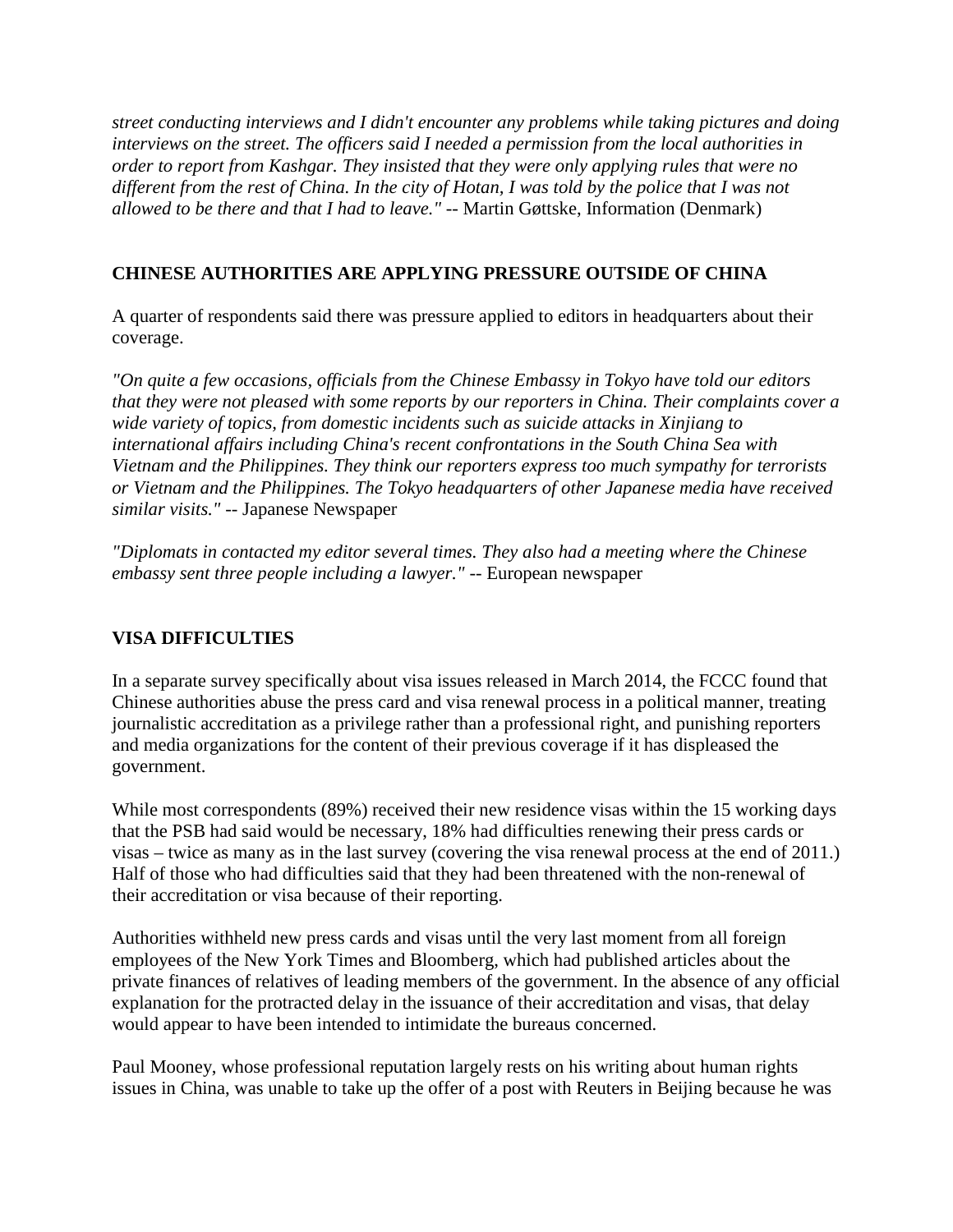*street conducting interviews and I didn't encounter any problems while taking pictures and doing interviews on the street. The officers said I needed a permission from the local authorities in order to report from Kashgar. They insisted that they were only applying rules that were no different from the rest of China. In the city of Hotan, I was told by the police that I was not allowed to be there and that I had to leave."* -- Martin Gøttske, Information (Denmark)

### CHINESE AUTHORITIES ARE APPLYING PRESSURE OUTSIDE OF CHINA

A quarter of respondents said there was pressure applied to editors in headquarters about their coverage.

*"On quite a few occasions, officials from the Chinese Embassy in Tokyo have told our editors that they were not pleased with some reports by our reporters in China. Their complaints cover a wide variety of topics, from domestic incidents such as suicide attacks in Xinjiang to international affairs including China's recent confrontations in the South China Sea with Vietnam and the Philippines. They think our reporters express too much sympathy for terrorists or Vietnam and the Philippines. The Tokyo headquarters of other Japanese media have received similar visits."* -- Japanese Newspaper

*"Diplomats in contacted my editor several times. They also had a meeting where the Chinese embassy sent three people including a lawyer."* -- European newspaper

### VISA DIFFICULTIES

In a separate survey specifically about visa issues released in March 2014, the FCCC found that Chinese authorities abuse the press card and visa renewal process in a political manner, treating journalistic accreditation as a privilege rather than a professional right, and punishing reporters and media organizations for the content of their previous coverage if it has displeased the government.

While most correspondents (89%) received their new residence visas within the 15 working days that the PSB had said would be necessary, 18% had difficulties renewing their press cards or visas – twice as many as in the last survey (covering the visa renewal process at the end of 2011.) Half of those who had difficulties said that they had been threatened with the non-renewal of their accreditation or visa because of their reporting.

Authorities withheld new press cards and visas until the very last moment from all foreign employees of the New York Times and Bloomberg, which had published articles about the private finances of relatives of leading members of the government. In the absence of any official explanation for the protracted delay in the issuance of their accreditation and visas, that delay would appear to have been intended to intimidate the bureaus concerned.

Paul Mooney, whose professional reputation largely rests on his writing about human rights issues in China, was unable to take up the offer of a post with Reuters in Beijing because he was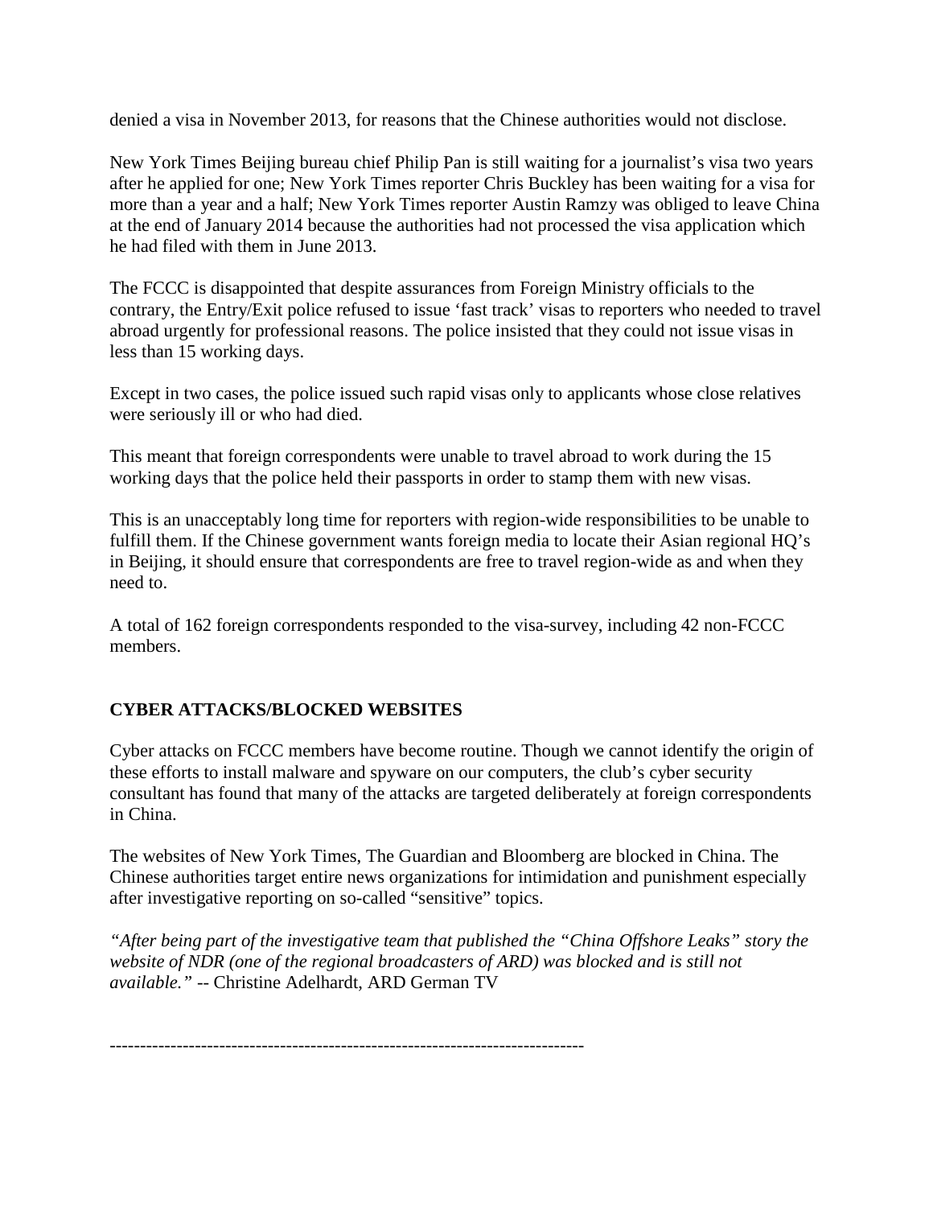denied a visa in November 2013, for reasons that the Chinese authorities would not disclose.

New York Times Beijing bureau chief Philip Pan is still waiting for a journalist's visa two years after he applied for one; New York Times reporter Chris Buckley has been waiting for a visa for more than a year and a half; New York Times reporter Austin Ramzy was obliged to leave China at the end of January 2014 because the authorities had not processed the visa application which he had filed with them in June 2013.

The FCCC is disappointed that despite assurances from Foreign Ministry officials to the contrary, the Entry/Exit police refused to issue 'fast track' visas to reporters who needed to travel abroad urgently for professional reasons. The police insisted that they could not issue visas in less than 15 working days.

Except in two cases, the police issued such rapid visas only to applicants whose close relatives were seriously ill or who had died.

This meant that foreign correspondents were unable to travel abroad to work during the 15 working days that the police held their passports in order to stamp them with new visas.

This is an unacceptably long time for reporters with region-wide responsibilities to be unable to fulfill them. If the Chinese government wants foreign media to locate their Asian regional HQ's in Beijing, it should ensure that correspondents are free to travel region-wide as and when they need to.

A total of 162 foreign correspondents responded to the visa-survey, including 42 non-FCCC members.

## CYBER ATTACKS/BLOCKED WEBSITES

Cyber attacks on FCCC members have become routine. Though we cannot identify the origin of these efforts to install malware and spyware on our computers, the club's cyber security consultant has found that many of the attacks are targeted deliberately at foreign correspondents in China.

The websites of New York Times, The Guardian and Bloomberg are blocked in China. The Chinese authorities target entire news organizations for intimidation and punishment especially after investigative reporting on so-called "sensitive" topics.

*"After being part of the investigative team that published the "China Offshore Leaks" story the website of NDR (one of the regional broadcasters of ARD) was blocked and is still not available."* -- Christine Adelhardt, ARD German TV

---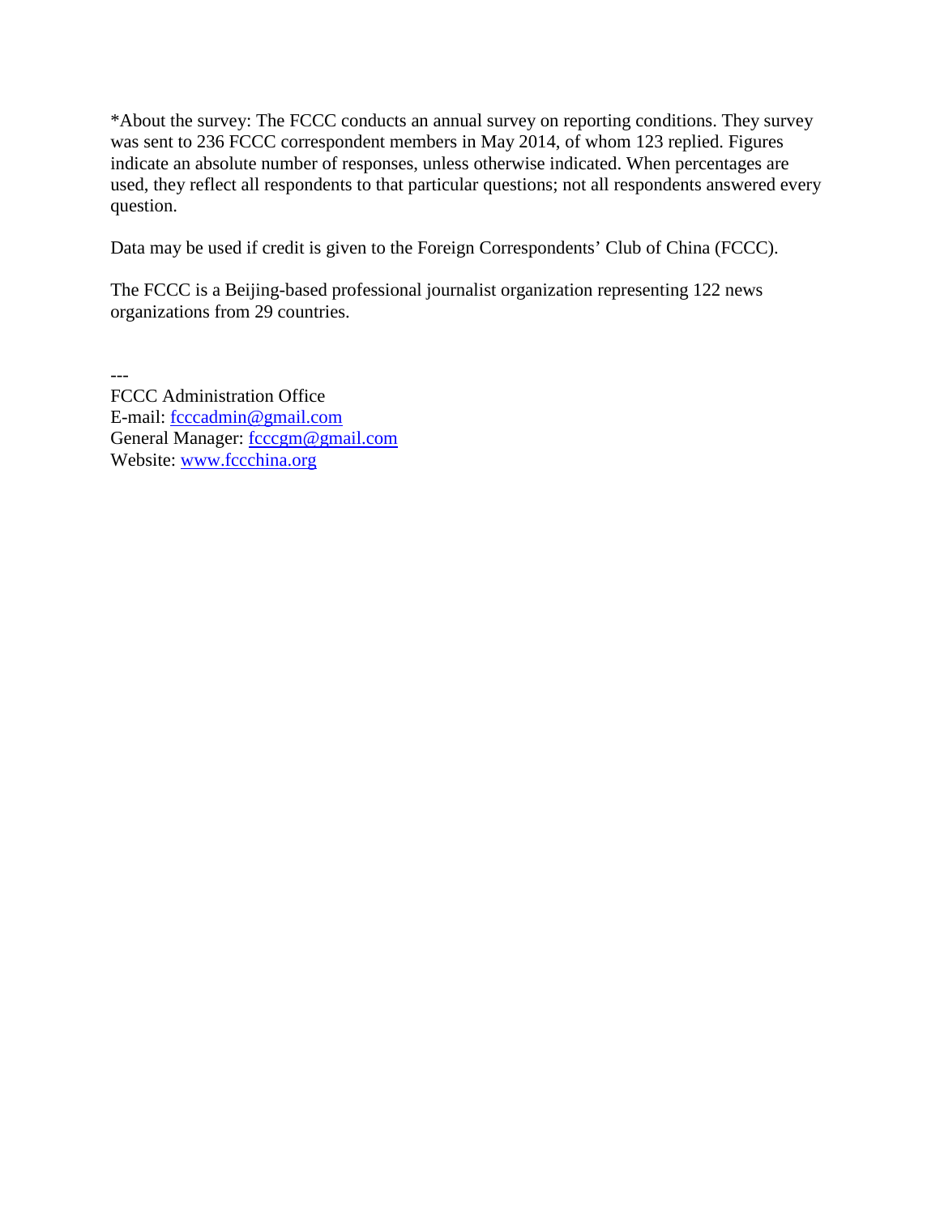*About the survey: The FCCC conducts an annual survey on reporting conditions. They survey was sent to 236 FCCC correspondent members in May 2014, of whom 123 replied. Figures indicate an absolute number of responses, unless otherwise indicated. When percentages are used, they reflect all respondents to that particular questions; not all respondents answered every question.

Data may be used if credit is given to the Foreign Correspondents' Club of China (FCCC).

The FCCC is a Beijing-based professional journalist organization representing 122 news organizations from 29 countries.

---

FCCC Administration Office  
E-mail: fcccadmin@gmail.com  
General Manager: fcccgm@gmail.com  
Website: www.fccchina.org